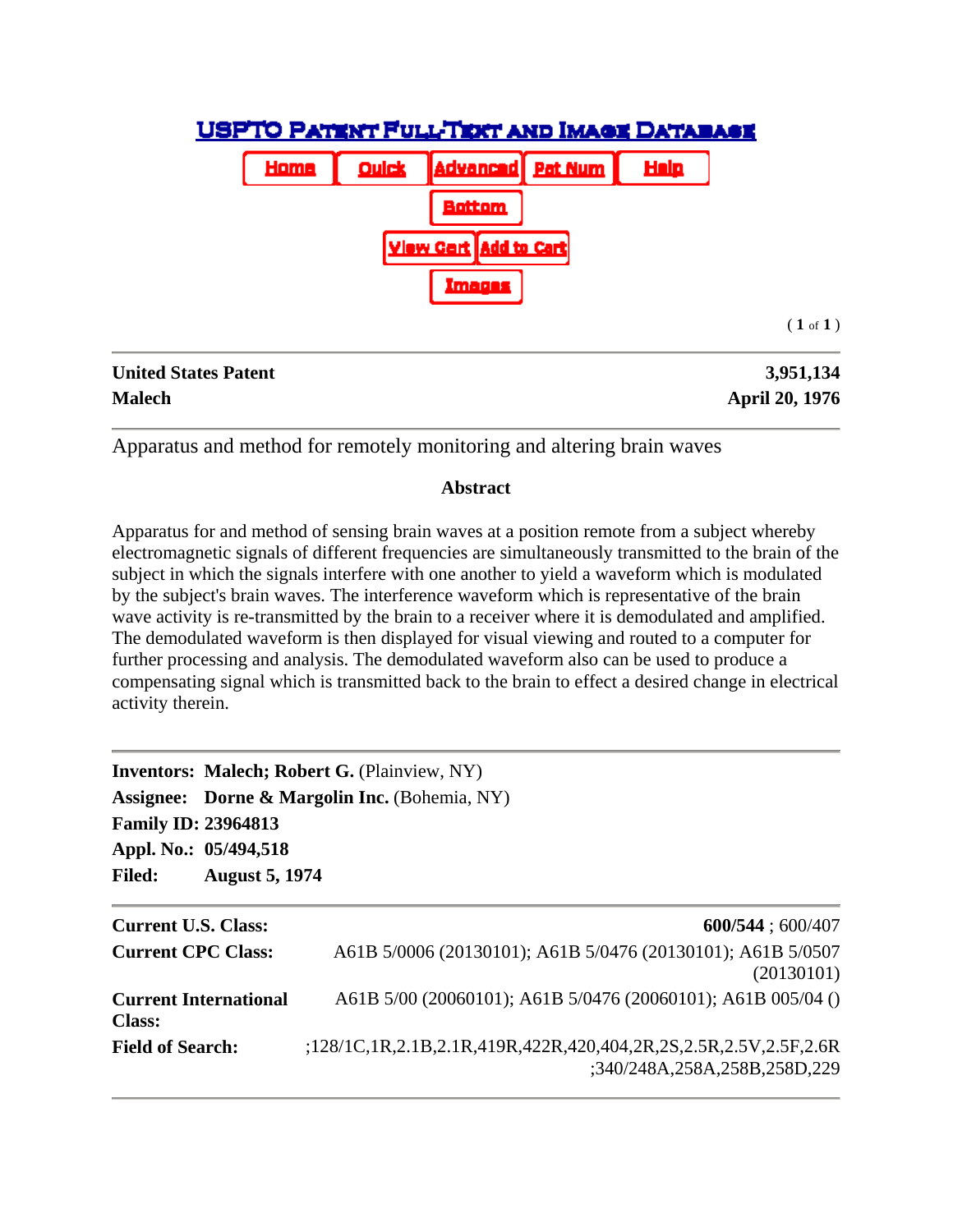# USPTO Patent Full-Text and Image Database

Home | Quick | Advanced | Pat Num | Help

Bottom

View Cart | Add to Cart

Images

( 1 of 1 )

---

| **United States Patent** | **3,951,134** |
|---|---|
| **Malech** | **April 20, 1976** |

---

Apparatus and method for remotely monitoring and altering brain waves

### Abstract

Apparatus for and method of sensing brain waves at a position remote from a subject whereby electromagnetic signals of different frequencies are simultaneously transmitted to the brain of the subject in which the signals interfere with one another to yield a waveform which is modulated by the subject's brain waves. The interference waveform which is representative of the brain wave activity is re-transmitted by the brain to a receiver where it is demodulated and amplified. The demodulated waveform is then displayed for visual viewing and routed to a computer for further processing and analysis. The demodulated waveform also can be used to produce a compensating signal which is transmitted back to the brain to effect a desired change in electrical activity therein.

---

**Inventors:** **Malech; Robert G.** (Plainview, NY)
**Assignee:** **Dorne & Margolin Inc.** (Bohemia, NY)
**Family ID:** **23964813**
**Appl. No.:** **05/494,518**
**Filed:** **August 5, 1974**

---

| | |
|---|---|
| **Current U.S. Class:** | **600/544** ; 600/407 |
| **Current CPC Class:** | A61B 5/0006 (20130101); A61B 5/0476 (20130101); A61B 5/0507 (20130101) |
| **Current International Class:** | A61B 5/00 (20060101); A61B 5/0476 (20060101); A61B 005/04 () |
| **Field of Search:** | ;128/1C,1R,2.1B,2.1R,419R,422R,420,404,2R,2S,2.5R,2.5V,2.5F,2.6R ;340/248A,258A,258B,258D,229 |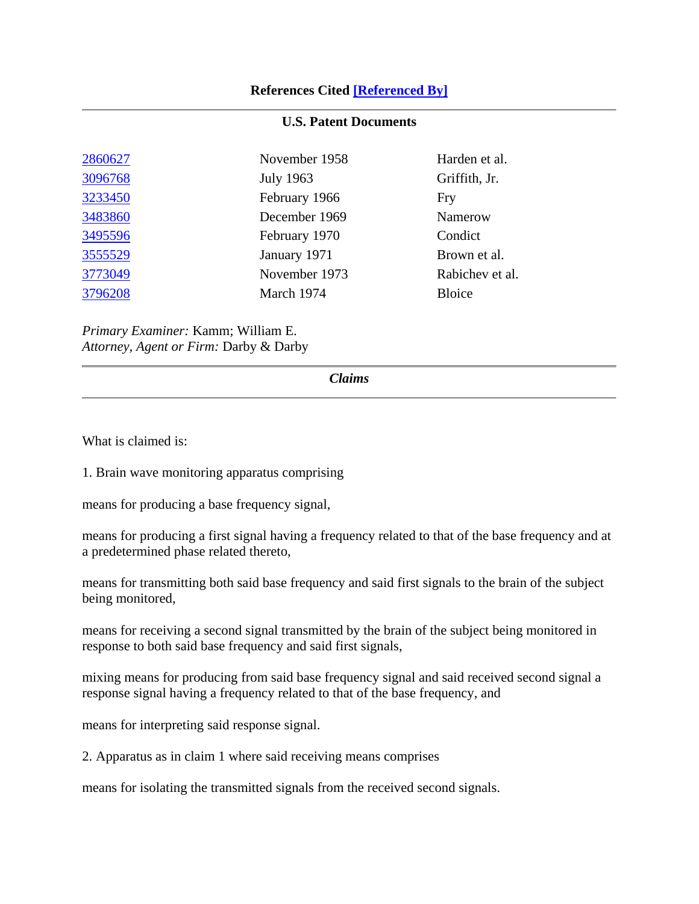**References Cited [Referenced By]**

---

**U.S. Patent Documents**

| | | |
|---|---|---|
| 2860627 | November 1958 | Harden et al. |
| 3096768 | July 1963 | Griffith, Jr. |
| 3233450 | February 1966 | Fry |
| 3483860 | December 1969 | Namerow |
| 3495596 | February 1970 | Condict |
| 3555529 | January 1971 | Brown et al. |
| 3773049 | November 1973 | Rabichev et al. |
| 3796208 | March 1974 | Bloice |

*Primary Examiner:* Kamm; William E.
*Attorney, Agent or Firm:* Darby & Darby

---

***Claims***

---

What is claimed is:

1. Brain wave monitoring apparatus comprising

means for producing a base frequency signal,

means for producing a first signal having a frequency related to that of the base frequency and at a predetermined phase related thereto,

means for transmitting both said base frequency and said first signals to the brain of the subject being monitored,

means for receiving a second signal transmitted by the brain of the subject being monitored in response to both said base frequency and said first signals,

mixing means for producing from said base frequency signal and said received second signal a response signal having a frequency related to that of the base frequency, and

means for interpreting said response signal.

2. Apparatus as in claim 1 where said receiving means comprises

means for isolating the transmitted signals from the received second signals.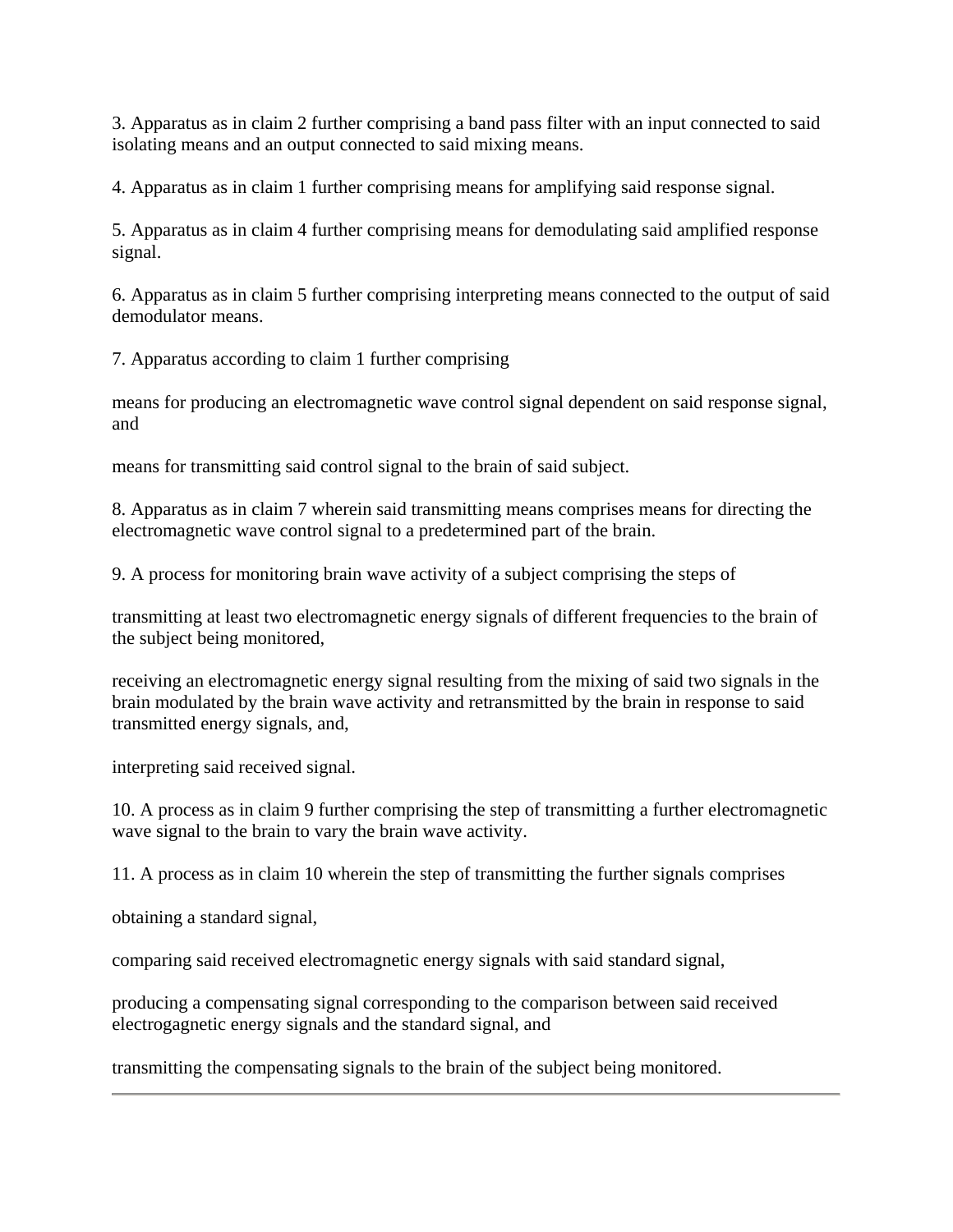3. Apparatus as in claim 2 further comprising a band pass filter with an input connected to said isolating means and an output connected to said mixing means.

4. Apparatus as in claim 1 further comprising means for amplifying said response signal.

5. Apparatus as in claim 4 further comprising means for demodulating said amplified response signal.

6. Apparatus as in claim 5 further comprising interpreting means connected to the output of said demodulator means.

7. Apparatus according to claim 1 further comprising

means for producing an electromagnetic wave control signal dependent on said response signal, and

means for transmitting said control signal to the brain of said subject.

8. Apparatus as in claim 7 wherein said transmitting means comprises means for directing the electromagnetic wave control signal to a predetermined part of the brain.

9. A process for monitoring brain wave activity of a subject comprising the steps of

transmitting at least two electromagnetic energy signals of different frequencies to the brain of the subject being monitored,

receiving an electromagnetic energy signal resulting from the mixing of said two signals in the brain modulated by the brain wave activity and retransmitted by the brain in response to said transmitted energy signals, and,

interpreting said received signal.

10. A process as in claim 9 further comprising the step of transmitting a further electromagnetic wave signal to the brain to vary the brain wave activity.

11. A process as in claim 10 wherein the step of transmitting the further signals comprises

obtaining a standard signal,

comparing said received electromagnetic energy signals with said standard signal,

producing a compensating signal corresponding to the comparison between said received electrogagnetic energy signals and the standard signal, and

transmitting the compensating signals to the brain of the subject being monitored.

---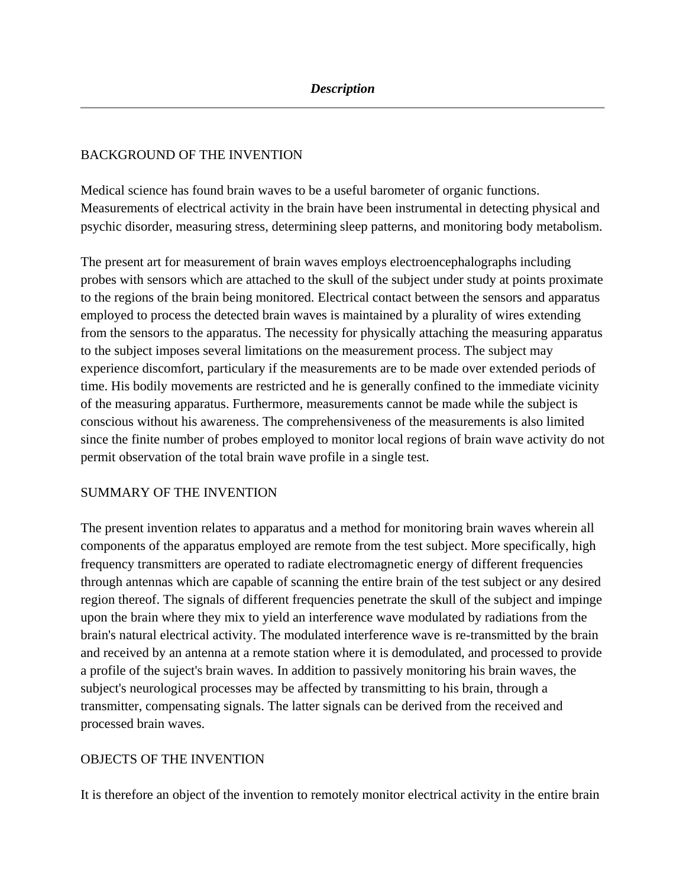*Description*

---

BACKGROUND OF THE INVENTION

Medical science has found brain waves to be a useful barometer of organic functions. Measurements of electrical activity in the brain have been instrumental in detecting physical and psychic disorder, measuring stress, determining sleep patterns, and monitoring body metabolism.

The present art for measurement of brain waves employs electroencephalographs including probes with sensors which are attached to the skull of the subject under study at points proximate to the regions of the brain being monitored. Electrical contact between the sensors and apparatus employed to process the detected brain waves is maintained by a plurality of wires extending from the sensors to the apparatus. The necessity for physically attaching the measuring apparatus to the subject imposes several limitations on the measurement process. The subject may experience discomfort, particulary if the measurements are to be made over extended periods of time. His bodily movements are restricted and he is generally confined to the immediate vicinity of the measuring apparatus. Furthermore, measurements cannot be made while the subject is conscious without his awareness. The comprehensiveness of the measurements is also limited since the finite number of probes employed to monitor local regions of brain wave activity do not permit observation of the total brain wave profile in a single test.

SUMMARY OF THE INVENTION

The present invention relates to apparatus and a method for monitoring brain waves wherein all components of the apparatus employed are remote from the test subject. More specifically, high frequency transmitters are operated to radiate electromagnetic energy of different frequencies through antennas which are capable of scanning the entire brain of the test subject or any desired region thereof. The signals of different frequencies penetrate the skull of the subject and impinge upon the brain where they mix to yield an interference wave modulated by radiations from the brain's natural electrical activity. The modulated interference wave is re-transmitted by the brain and received by an antenna at a remote station where it is demodulated, and processed to provide a profile of the suject's brain waves. In addition to passively monitoring his brain waves, the subject's neurological processes may be affected by transmitting to his brain, through a transmitter, compensating signals. The latter signals can be derived from the received and processed brain waves.

OBJECTS OF THE INVENTION

It is therefore an object of the invention to remotely monitor electrical activity in the entire brain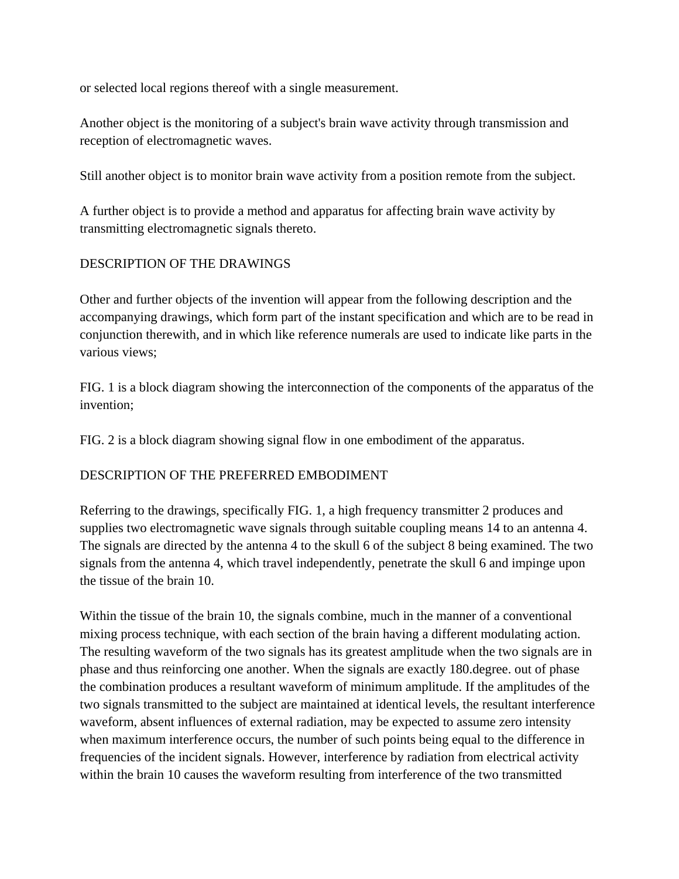or selected local regions thereof with a single measurement.

Another object is the monitoring of a subject's brain wave activity through transmission and reception of electromagnetic waves.

Still another object is to monitor brain wave activity from a position remote from the subject.

A further object is to provide a method and apparatus for affecting brain wave activity by transmitting electromagnetic signals thereto.

## DESCRIPTION OF THE DRAWINGS

Other and further objects of the invention will appear from the following description and the accompanying drawings, which form part of the instant specification and which are to be read in conjunction therewith, and in which like reference numerals are used to indicate like parts in the various views;

FIG. 1 is a block diagram showing the interconnection of the components of the apparatus of the invention;

FIG. 2 is a block diagram showing signal flow in one embodiment of the apparatus.

## DESCRIPTION OF THE PREFERRED EMBODIMENT

Referring to the drawings, specifically FIG. 1, a high frequency transmitter 2 produces and supplies two electromagnetic wave signals through suitable coupling means 14 to an antenna 4. The signals are directed by the antenna 4 to the skull 6 of the subject 8 being examined. The two signals from the antenna 4, which travel independently, penetrate the skull 6 and impinge upon the tissue of the brain 10.

Within the tissue of the brain 10, the signals combine, much in the manner of a conventional mixing process technique, with each section of the brain having a different modulating action. The resulting waveform of the two signals has its greatest amplitude when the two signals are in phase and thus reinforcing one another. When the signals are exactly 180.degree. out of phase the combination produces a resultant waveform of minimum amplitude. If the amplitudes of the two signals transmitted to the subject are maintained at identical levels, the resultant interference waveform, absent influences of external radiation, may be expected to assume zero intensity when maximum interference occurs, the number of such points being equal to the difference in frequencies of the incident signals. However, interference by radiation from electrical activity within the brain 10 causes the waveform resulting from interference of the two transmitted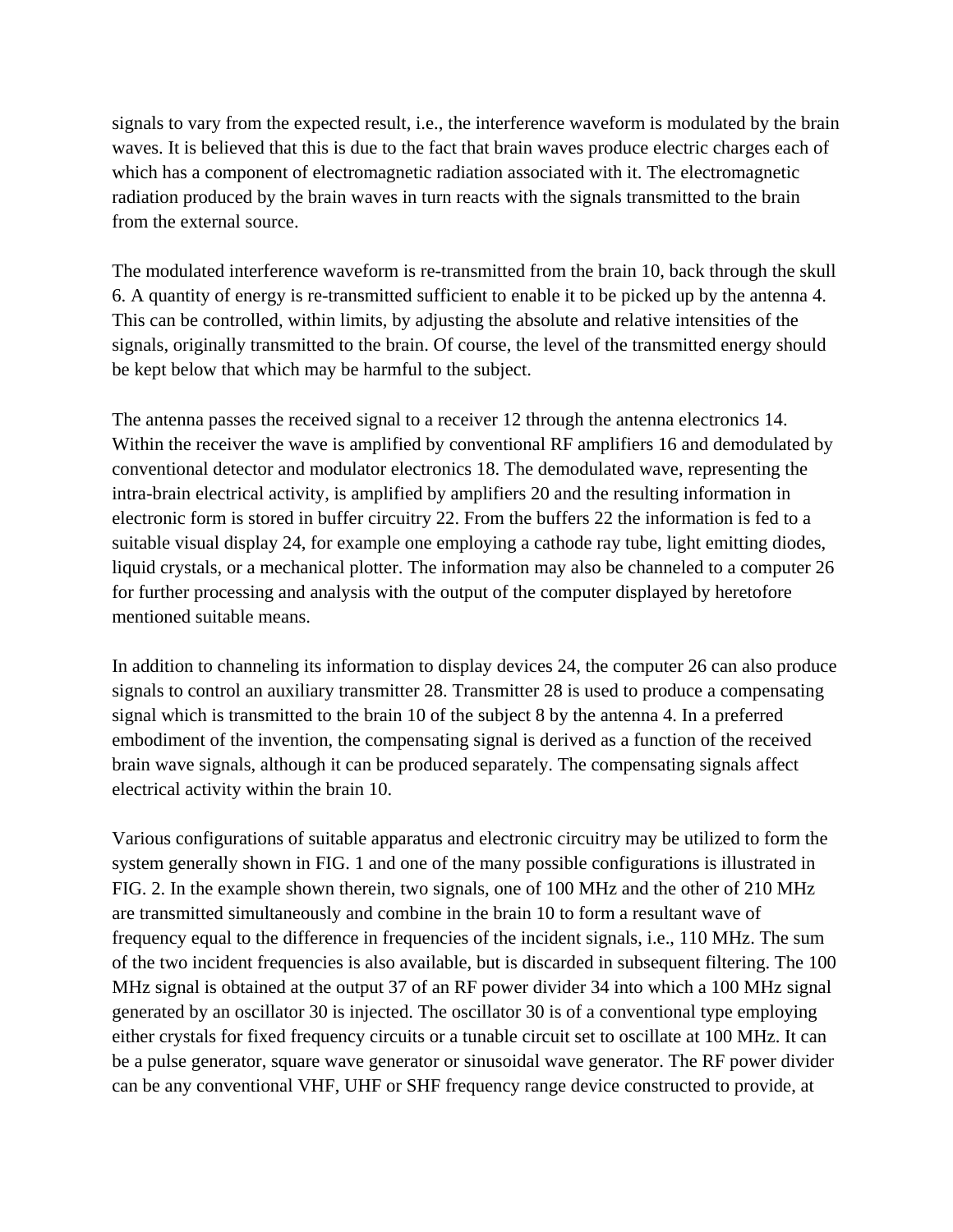signals to vary from the expected result, i.e., the interference waveform is modulated by the brain waves. It is believed that this is due to the fact that brain waves produce electric charges each of which has a component of electromagnetic radiation associated with it. The electromagnetic radiation produced by the brain waves in turn reacts with the signals transmitted to the brain from the external source.

The modulated interference waveform is re-transmitted from the brain 10, back through the skull 6. A quantity of energy is re-transmitted sufficient to enable it to be picked up by the antenna 4. This can be controlled, within limits, by adjusting the absolute and relative intensities of the signals, originally transmitted to the brain. Of course, the level of the transmitted energy should be kept below that which may be harmful to the subject.

The antenna passes the received signal to a receiver 12 through the antenna electronics 14. Within the receiver the wave is amplified by conventional RF amplifiers 16 and demodulated by conventional detector and modulator electronics 18. The demodulated wave, representing the intra-brain electrical activity, is amplified by amplifiers 20 and the resulting information in electronic form is stored in buffer circuitry 22. From the buffers 22 the information is fed to a suitable visual display 24, for example one employing a cathode ray tube, light emitting diodes, liquid crystals, or a mechanical plotter. The information may also be channeled to a computer 26 for further processing and analysis with the output of the computer displayed by heretofore mentioned suitable means.

In addition to channeling its information to display devices 24, the computer 26 can also produce signals to control an auxiliary transmitter 28. Transmitter 28 is used to produce a compensating signal which is transmitted to the brain 10 of the subject 8 by the antenna 4. In a preferred embodiment of the invention, the compensating signal is derived as a function of the received brain wave signals, although it can be produced separately. The compensating signals affect electrical activity within the brain 10.

Various configurations of suitable apparatus and electronic circuitry may be utilized to form the system generally shown in FIG. 1 and one of the many possible configurations is illustrated in FIG. 2. In the example shown therein, two signals, one of 100 MHz and the other of 210 MHz are transmitted simultaneously and combine in the brain 10 to form a resultant wave of frequency equal to the difference in frequencies of the incident signals, i.e., 110 MHz. The sum of the two incident frequencies is also available, but is discarded in subsequent filtering. The 100 MHz signal is obtained at the output 37 of an RF power divider 34 into which a 100 MHz signal generated by an oscillator 30 is injected. The oscillator 30 is of a conventional type employing either crystals for fixed frequency circuits or a tunable circuit set to oscillate at 100 MHz. It can be a pulse generator, square wave generator or sinusoidal wave generator. The RF power divider can be any conventional VHF, UHF or SHF frequency range device constructed to provide, at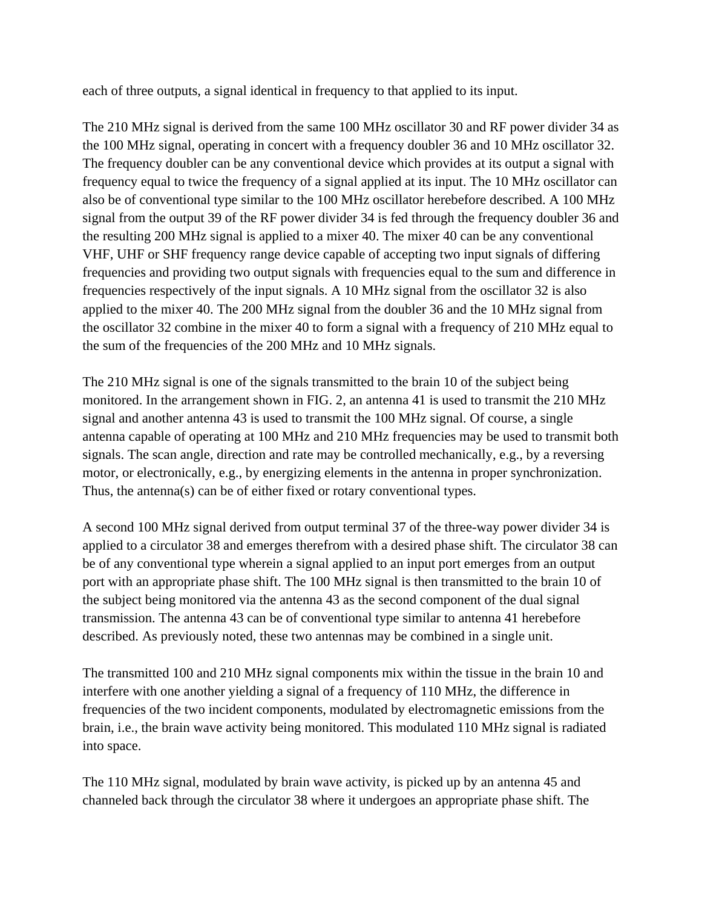each of three outputs, a signal identical in frequency to that applied to its input.

The 210 MHz signal is derived from the same 100 MHz oscillator 30 and RF power divider 34 as the 100 MHz signal, operating in concert with a frequency doubler 36 and 10 MHz oscillator 32. The frequency doubler can be any conventional device which provides at its output a signal with frequency equal to twice the frequency of a signal applied at its input. The 10 MHz oscillator can also be of conventional type similar to the 100 MHz oscillator herebefore described. A 100 MHz signal from the output 39 of the RF power divider 34 is fed through the frequency doubler 36 and the resulting 200 MHz signal is applied to a mixer 40. The mixer 40 can be any conventional VHF, UHF or SHF frequency range device capable of accepting two input signals of differing frequencies and providing two output signals with frequencies equal to the sum and difference in frequencies respectively of the input signals. A 10 MHz signal from the oscillator 32 is also applied to the mixer 40. The 200 MHz signal from the doubler 36 and the 10 MHz signal from the oscillator 32 combine in the mixer 40 to form a signal with a frequency of 210 MHz equal to the sum of the frequencies of the 200 MHz and 10 MHz signals.

The 210 MHz signal is one of the signals transmitted to the brain 10 of the subject being monitored. In the arrangement shown in FIG. 2, an antenna 41 is used to transmit the 210 MHz signal and another antenna 43 is used to transmit the 100 MHz signal. Of course, a single antenna capable of operating at 100 MHz and 210 MHz frequencies may be used to transmit both signals. The scan angle, direction and rate may be controlled mechanically, e.g., by a reversing motor, or electronically, e.g., by energizing elements in the antenna in proper synchronization. Thus, the antenna(s) can be of either fixed or rotary conventional types.

A second 100 MHz signal derived from output terminal 37 of the three-way power divider 34 is applied to a circulator 38 and emerges therefrom with a desired phase shift. The circulator 38 can be of any conventional type wherein a signal applied to an input port emerges from an output port with an appropriate phase shift. The 100 MHz signal is then transmitted to the brain 10 of the subject being monitored via the antenna 43 as the second component of the dual signal transmission. The antenna 43 can be of conventional type similar to antenna 41 herebefore described. As previously noted, these two antennas may be combined in a single unit.

The transmitted 100 and 210 MHz signal components mix within the tissue in the brain 10 and interfere with one another yielding a signal of a frequency of 110 MHz, the difference in frequencies of the two incident components, modulated by electromagnetic emissions from the brain, i.e., the brain wave activity being monitored. This modulated 110 MHz signal is radiated into space.

The 110 MHz signal, modulated by brain wave activity, is picked up by an antenna 45 and channeled back through the circulator 38 where it undergoes an appropriate phase shift. The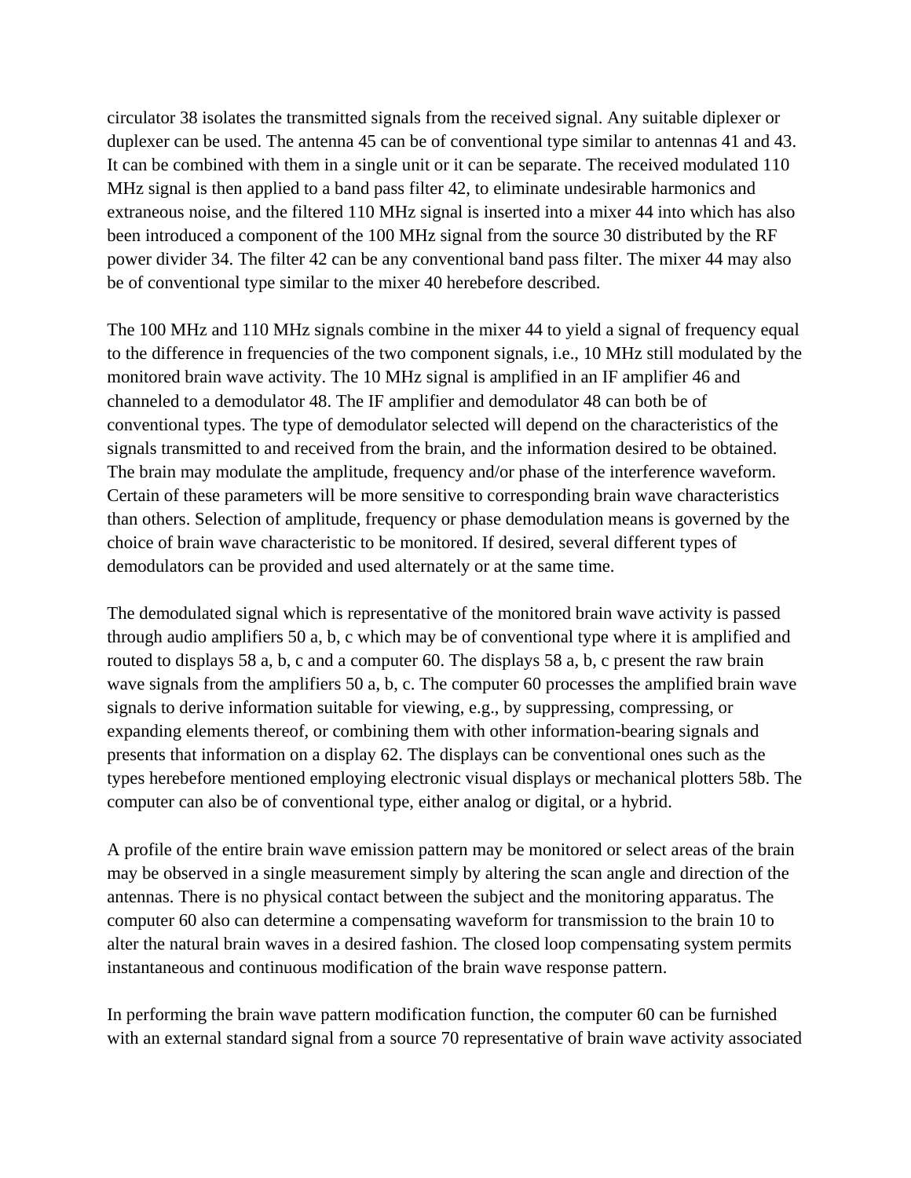circulator 38 isolates the transmitted signals from the received signal. Any suitable diplexer or duplexer can be used. The antenna 45 can be of conventional type similar to antennas 41 and 43. It can be combined with them in a single unit or it can be separate. The received modulated 110 MHz signal is then applied to a band pass filter 42, to eliminate undesirable harmonics and extraneous noise, and the filtered 110 MHz signal is inserted into a mixer 44 into which has also been introduced a component of the 100 MHz signal from the source 30 distributed by the RF power divider 34. The filter 42 can be any conventional band pass filter. The mixer 44 may also be of conventional type similar to the mixer 40 herebefore described.

The 100 MHz and 110 MHz signals combine in the mixer 44 to yield a signal of frequency equal to the difference in frequencies of the two component signals, i.e., 10 MHz still modulated by the monitored brain wave activity. The 10 MHz signal is amplified in an IF amplifier 46 and channeled to a demodulator 48. The IF amplifier and demodulator 48 can both be of conventional types. The type of demodulator selected will depend on the characteristics of the signals transmitted to and received from the brain, and the information desired to be obtained. The brain may modulate the amplitude, frequency and/or phase of the interference waveform. Certain of these parameters will be more sensitive to corresponding brain wave characteristics than others. Selection of amplitude, frequency or phase demodulation means is governed by the choice of brain wave characteristic to be monitored. If desired, several different types of demodulators can be provided and used alternately or at the same time.

The demodulated signal which is representative of the monitored brain wave activity is passed through audio amplifiers 50 a, b, c which may be of conventional type where it is amplified and routed to displays 58 a, b, c and a computer 60. The displays 58 a, b, c present the raw brain wave signals from the amplifiers 50 a, b, c. The computer 60 processes the amplified brain wave signals to derive information suitable for viewing, e.g., by suppressing, compressing, or expanding elements thereof, or combining them with other information-bearing signals and presents that information on a display 62. The displays can be conventional ones such as the types herebefore mentioned employing electronic visual displays or mechanical plotters 58b. The computer can also be of conventional type, either analog or digital, or a hybrid.

A profile of the entire brain wave emission pattern may be monitored or select areas of the brain may be observed in a single measurement simply by altering the scan angle and direction of the antennas. There is no physical contact between the subject and the monitoring apparatus. The computer 60 also can determine a compensating waveform for transmission to the brain 10 to alter the natural brain waves in a desired fashion. The closed loop compensating system permits instantaneous and continuous modification of the brain wave response pattern.

In performing the brain wave pattern modification function, the computer 60 can be furnished with an external standard signal from a source 70 representative of brain wave activity associated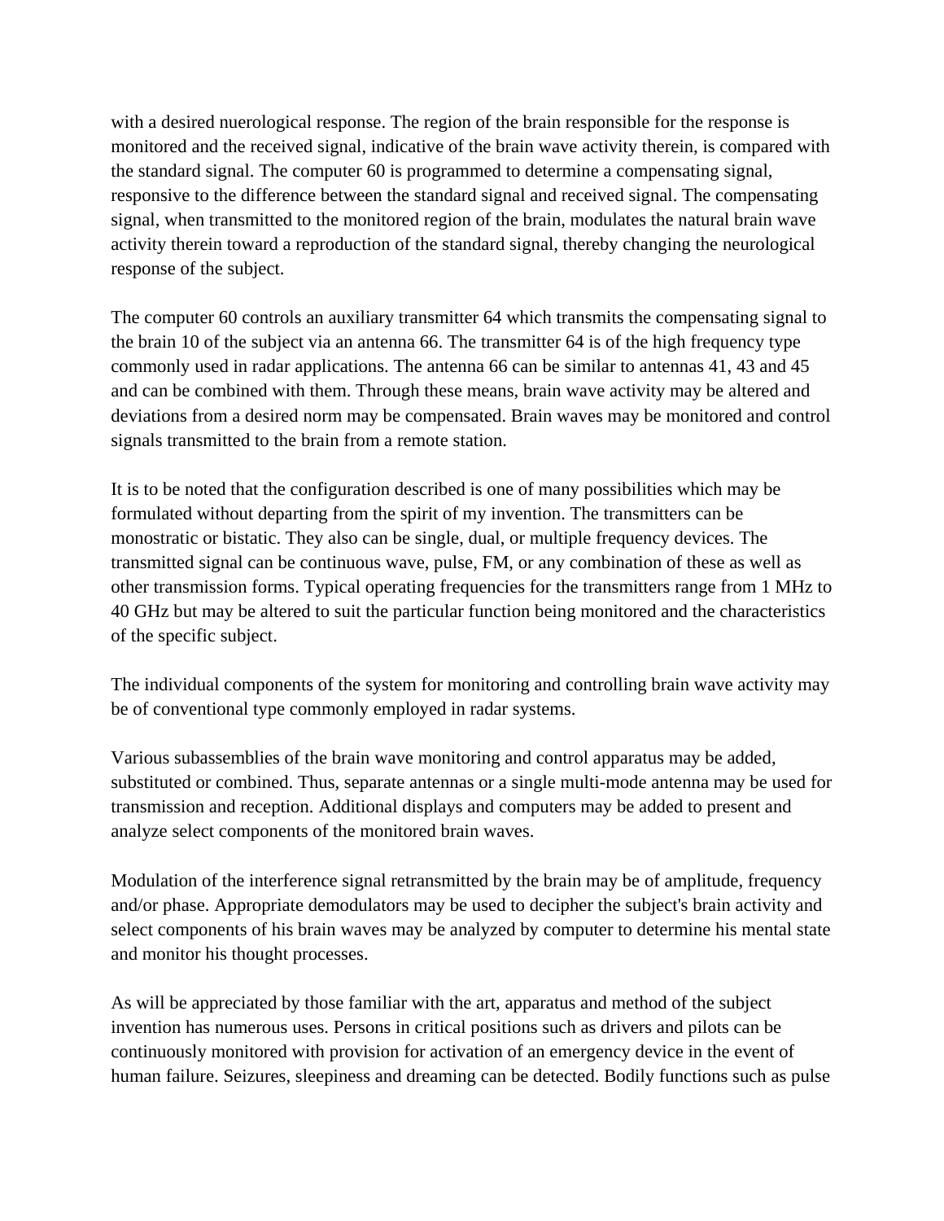with a desired nuerological response. The region of the brain responsible for the response is monitored and the received signal, indicative of the brain wave activity therein, is compared with the standard signal. The computer 60 is programmed to determine a compensating signal, responsive to the difference between the standard signal and received signal. The compensating signal, when transmitted to the monitored region of the brain, modulates the natural brain wave activity therein toward a reproduction of the standard signal, thereby changing the neurological response of the subject.

The computer 60 controls an auxiliary transmitter 64 which transmits the compensating signal to the brain 10 of the subject via an antenna 66. The transmitter 64 is of the high frequency type commonly used in radar applications. The antenna 66 can be similar to antennas 41, 43 and 45 and can be combined with them. Through these means, brain wave activity may be altered and deviations from a desired norm may be compensated. Brain waves may be monitored and control signals transmitted to the brain from a remote station.

It is to be noted that the configuration described is one of many possibilities which may be formulated without departing from the spirit of my invention. The transmitters can be monostratic or bistatic. They also can be single, dual, or multiple frequency devices. The transmitted signal can be continuous wave, pulse, FM, or any combination of these as well as other transmission forms. Typical operating frequencies for the transmitters range from 1 MHz to 40 GHz but may be altered to suit the particular function being monitored and the characteristics of the specific subject.

The individual components of the system for monitoring and controlling brain wave activity may be of conventional type commonly employed in radar systems.

Various subassemblies of the brain wave monitoring and control apparatus may be added, substituted or combined. Thus, separate antennas or a single multi-mode antenna may be used for transmission and reception. Additional displays and computers may be added to present and analyze select components of the monitored brain waves.

Modulation of the interference signal retransmitted by the brain may be of amplitude, frequency and/or phase. Appropriate demodulators may be used to decipher the subject's brain activity and select components of his brain waves may be analyzed by computer to determine his mental state and monitor his thought processes.

As will be appreciated by those familiar with the art, apparatus and method of the subject invention has numerous uses. Persons in critical positions such as drivers and pilots can be continuously monitored with provision for activation of an emergency device in the event of human failure. Seizures, sleepiness and dreaming can be detected. Bodily functions such as pulse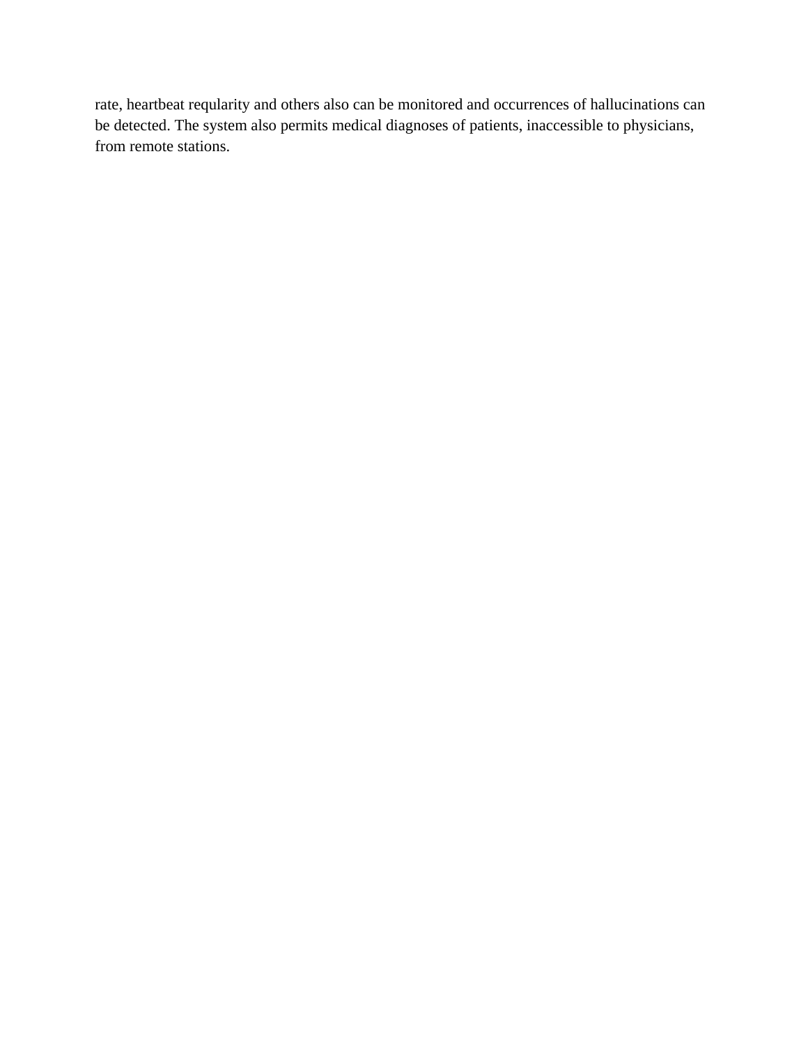rate, heartbeat reqularity and others also can be monitored and occurrences of hallucinations can be detected. The system also permits medical diagnoses of patients, inaccessible to physicians, from remote stations.